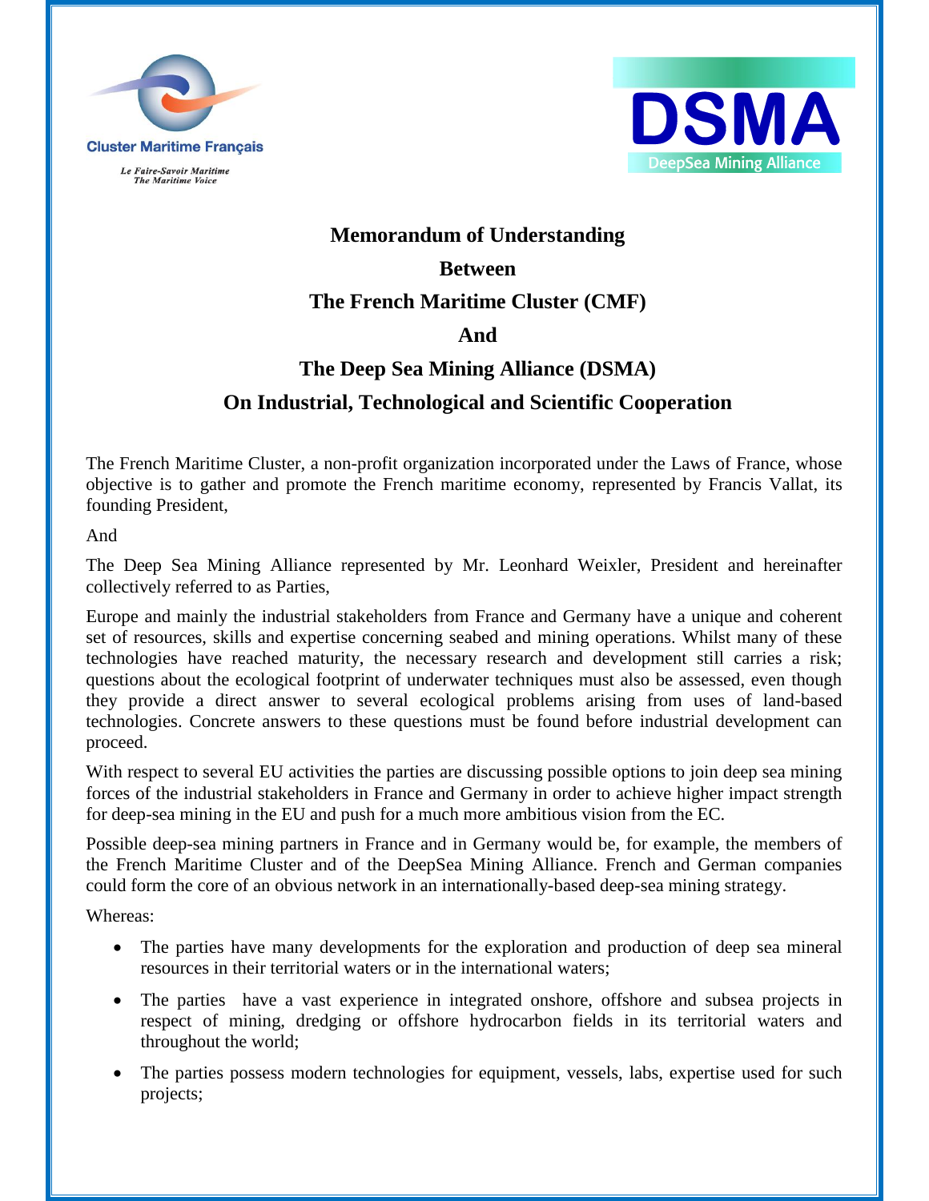Cluster Maritime Français

*Le Faire-Savoir Maritime*
*The Maritime Voice*

DSMA
DeepSea Mining Alliance

# Memorandum of Understanding

## Between

## The French Maritime Cluster (CMF)

## And

## The Deep Sea Mining Alliance (DSMA)

## On Industrial, Technological and Scientific Cooperation

The French Maritime Cluster, a non-profit organization incorporated under the Laws of France, whose objective is to gather and promote the French maritime economy, represented by Francis Vallat, its founding President,

And

The Deep Sea Mining Alliance represented by Mr. Leonhard Weixler, President and hereinafter collectively referred to as Parties,

Europe and mainly the industrial stakeholders from France and Germany have a unique and coherent set of resources, skills and expertise concerning seabed and mining operations. Whilst many of these technologies have reached maturity, the necessary research and development still carries a risk; questions about the ecological footprint of underwater techniques must also be assessed, even though they provide a direct answer to several ecological problems arising from uses of land-based technologies. Concrete answers to these questions must be found before industrial development can proceed.

With respect to several EU activities the parties are discussing possible options to join deep sea mining forces of the industrial stakeholders in France and Germany in order to achieve higher impact strength for deep-sea mining in the EU and push for a much more ambitious vision from the EC.

Possible deep-sea mining partners in France and in Germany would be, for example, the members of the French Maritime Cluster and of the DeepSea Mining Alliance. French and German companies could form the core of an obvious network in an internationally-based deep-sea mining strategy.

Whereas:

- The parties have many developments for the exploration and production of deep sea mineral resources in their territorial waters or in the international waters;
- The parties have a vast experience in integrated onshore, offshore and subsea projects in respect of mining, dredging or offshore hydrocarbon fields in its territorial waters and throughout the world;
- The parties possess modern technologies for equipment, vessels, labs, expertise used for such projects;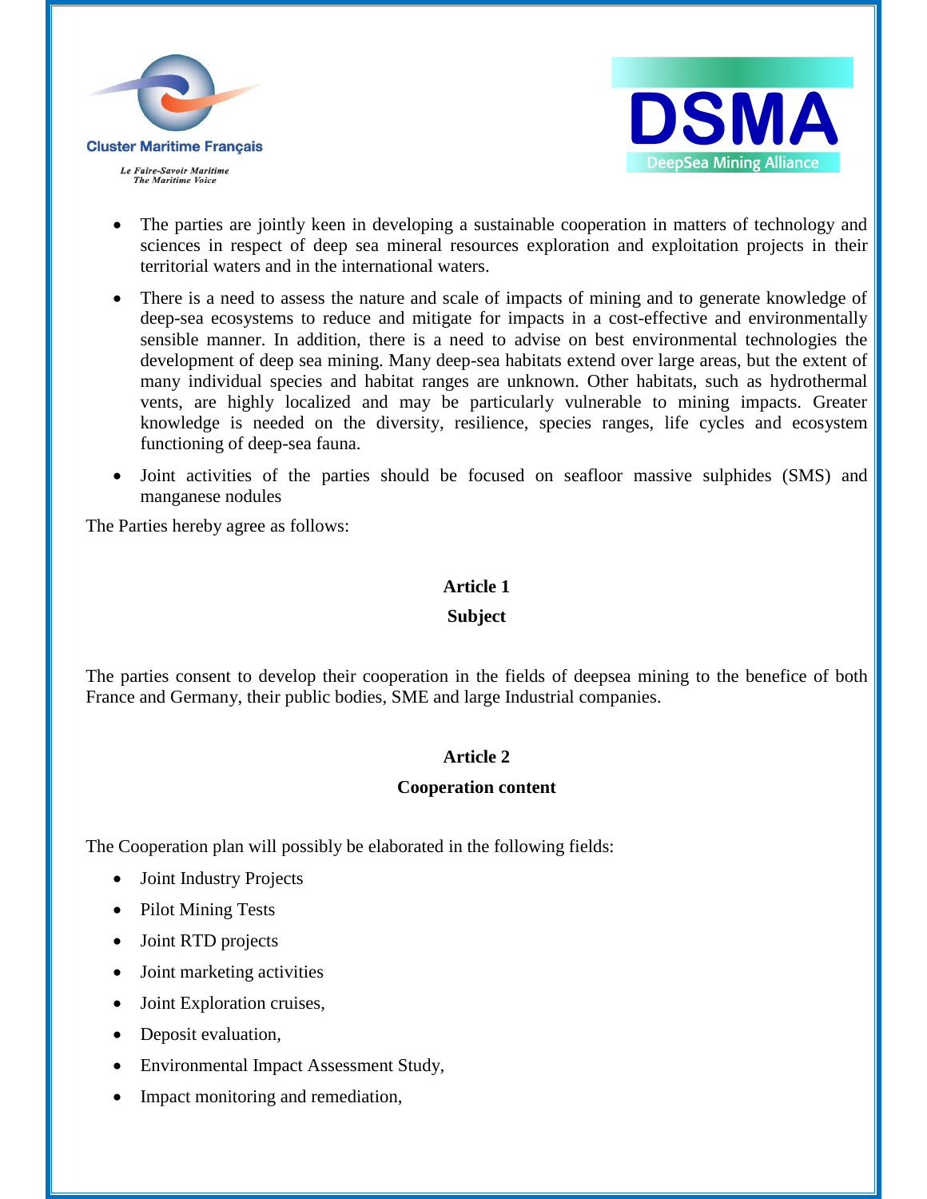- The parties are jointly keen in developing a sustainable cooperation in matters of technology and sciences in respect of deep sea mineral resources exploration and exploitation projects in their territorial waters and in the international waters.
- There is a need to assess the nature and scale of impacts of mining and to generate knowledge of deep-sea ecosystems to reduce and mitigate for impacts in a cost-effective and environmentally sensible manner. In addition, there is a need to advise on best environmental technologies the development of deep sea mining. Many deep-sea habitats extend over large areas, but the extent of many individual species and habitat ranges are unknown. Other habitats, such as hydrothermal vents, are highly localized and may be particularly vulnerable to mining impacts. Greater knowledge is needed on the diversity, resilience, species ranges, life cycles and ecosystem functioning of deep-sea fauna.
- Joint activities of the parties should be focused on seafloor massive sulphides (SMS) and manganese nodules

The Parties hereby agree as follows:

## Article 1

### Subject

The parties consent to develop their cooperation in the fields of deepsea mining to the benefice of both France and Germany, their public bodies, SME and large Industrial companies.

## Article 2

### Cooperation content

The Cooperation plan will possibly be elaborated in the following fields:

- Joint Industry Projects
- Pilot Mining Tests
- Joint RTD projects
- Joint marketing activities
- Joint Exploration cruises,
- Deposit evaluation,
- Environmental Impact Assessment Study,
- Impact monitoring and remediation,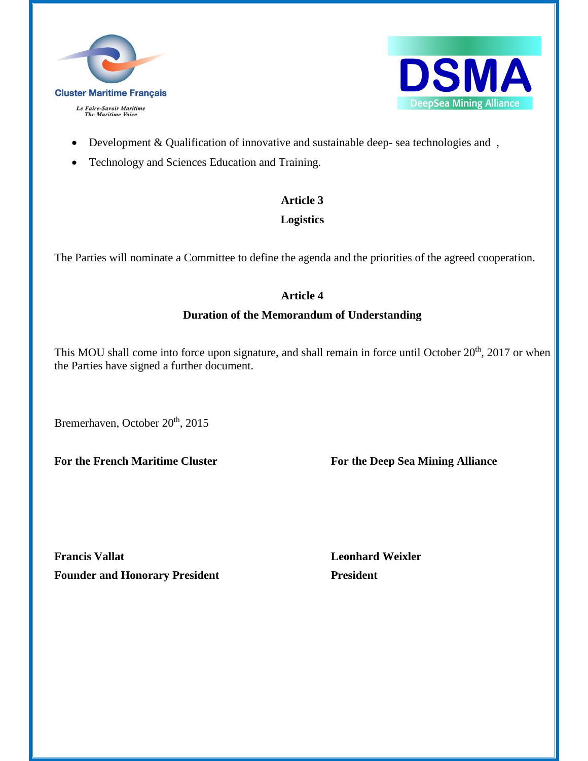Cluster Maritime Français

*Le Faire-Savoir Maritime*
*The Maritime Voice*

DSMA
DeepSea Mining Alliance

- Development & Qualification of innovative and sustainable deep- sea technologies and ,
- Technology and Sciences Education and Training.

**Article 3**

**Logistics**

The Parties will nominate a Committee to define the agenda and the priorities of the agreed cooperation.

**Article 4**

**Duration of the Memorandum of Understanding**

This MOU shall come into force upon signature, and shall remain in force until October 20th, 2017 or when the Parties have signed a further document.

Bremerhaven, October 20th, 2015

**For the French Maritime Cluster**

**Francis Vallat**
**Founder and Honorary President**

**For the Deep Sea Mining Alliance**

**Leonhard Weixler**
**President**